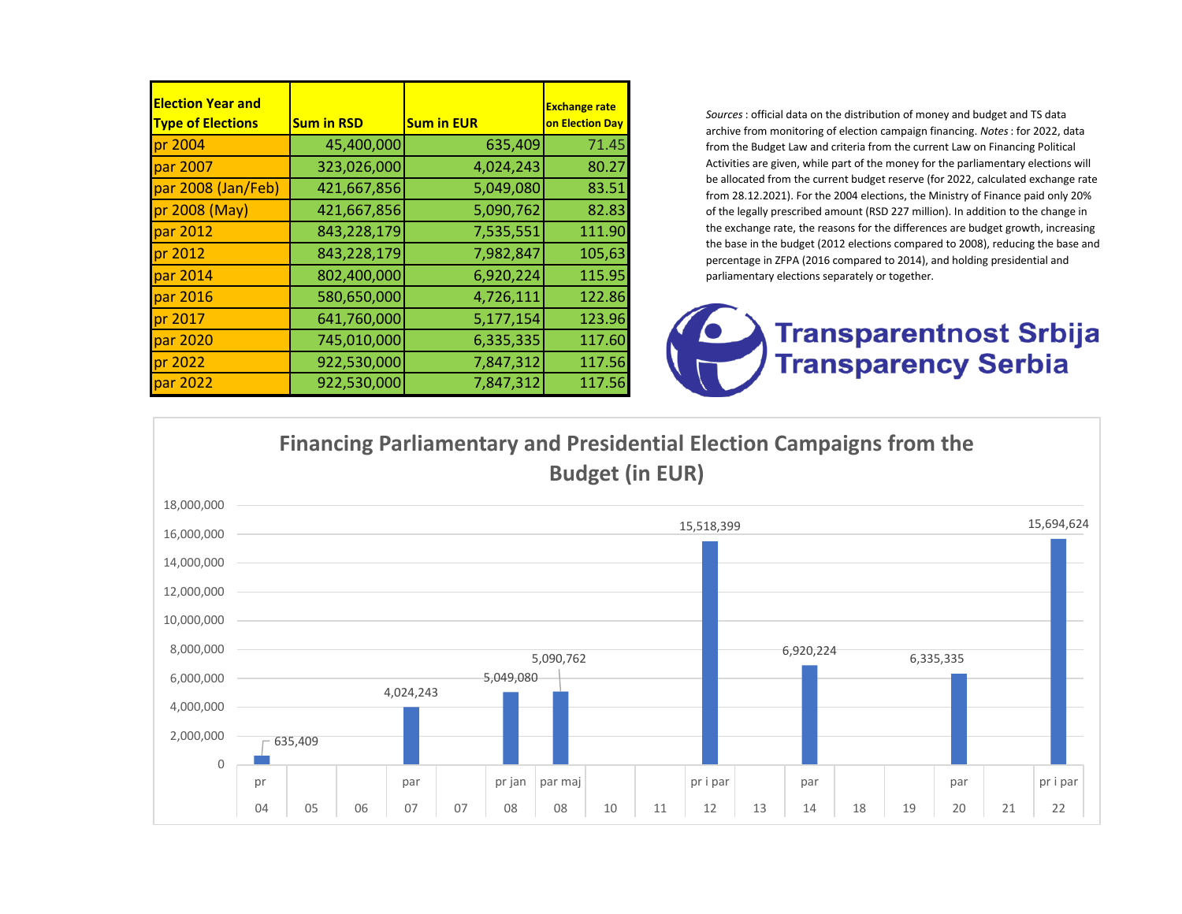| Election Year and Type of Elections | Sum in RSD | Sum in EUR | Exchange rate on Election Day |
|---|---|---|---|
| pr 2004 | 45,400,000 | 635,409 | 71.45 |
| par 2007 | 323,026,000 | 4,024,243 | 80.27 |
| par 2008 (Jan/Feb) | 421,667,856 | 5,049,080 | 83.51 |
| pr 2008 (May) | 421,667,856 | 5,090,762 | 82.83 |
| par 2012 | 843,228,179 | 7,535,551 | 111.90 |
| pr 2012 | 843,228,179 | 7,982,847 | 105,63 |
| par 2014 | 802,400,000 | 6,920,224 | 115.95 |
| par 2016 | 580,650,000 | 4,726,111 | 122.86 |
| pr 2017 | 641,760,000 | 5,177,154 | 123.96 |
| par 2020 | 745,010,000 | 6,335,335 | 117.60 |
| pr 2022 | 922,530,000 | 7,847,312 | 117.56 |
| par 2022 | 922,530,000 | 7,847,312 | 117.56 |

*Sources* : official data on the distribution of money and budget and TS data archive from monitoring of election campaign financing. *Notes* : for 2022, data from the Budget Law and criteria from the current Law on Financing Political Activities are given, while part of the money for the parliamentary elections will be allocated from the current budget reserve (for 2022, calculated exchange rate from 28.12.2021). For the 2004 elections, the Ministry of Finance paid only 20% of the legally prescribed amount (RSD 227 million). In addition to the change in the exchange rate, the reasons for the differences are budget growth, increasing the base in the budget (2012 elections compared to 2008), reducing the base and percentage in ZFPA (2016 compared to 2014), and holding presidential and parliamentary elections separately or together.

Transparentnost Srbija
Transparency Serbia

## Financing Parliamentary and Presidential Election Campaigns from the Budget (in EUR)

| Type | Year | EUR |
|---|---|---|
| pr | 04 | 635,409 |
| | 05 | |
| | 06 | |
| par | 07 | 4,024,243 |
| | 07 | |
| pr jan | 08 | 5,049,080 |
| par maj | 08 | 5,090,762 |
| | 10 | |
| | 11 | |
| pr i par | 12 | 15,518,399 |
| | 13 | |
| par | 14 | 6,920,224 |
| | 18 | |
| | 19 | |
| par | 20 | 6,335,335 |
| | 21 | |
| pr i par | 22 | 15,694,624 |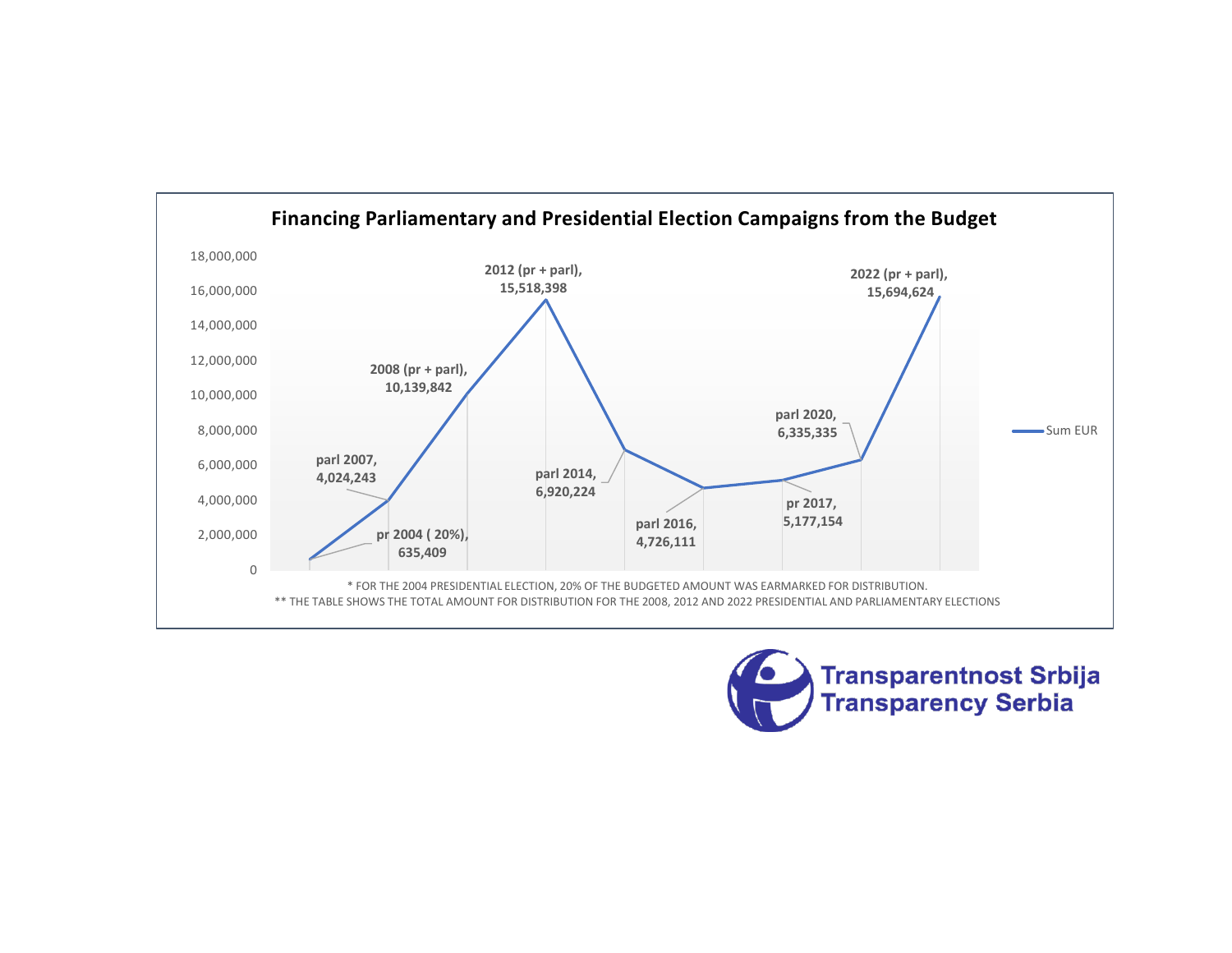**Financing Parliamentary and Presidential Election Campaigns from the Budget**

18,000,000
16,000,000
14,000,000
12,000,000
10,000,000
8,000,000
6,000,000
4,000,000
2,000,000
0

pr 2004 ( 20%), 635,409
parl 2007, 4,024,243
2008 (pr + parl), 10,139,842
2012 (pr + parl), 15,518,398
parl 2014, 6,920,224
parl 2016, 4,726,111
pr 2017, 5,177,154
parl 2020, 6,335,335
2022 (pr + parl), 15,694,624

Sum EUR

\* FOR THE 2004 PRESIDENTIAL ELECTION, 20% OF THE BUDGETED AMOUNT WAS EARMARKED FOR DISTRIBUTION.

\*\* THE TABLE SHOWS THE TOTAL AMOUNT FOR DISTRIBUTION FOR THE 2008, 2012 AND 2022 PRESIDENTIAL AND PARLIAMENTARY ELECTIONS

Transparentnost Srbija
Transparency Serbia